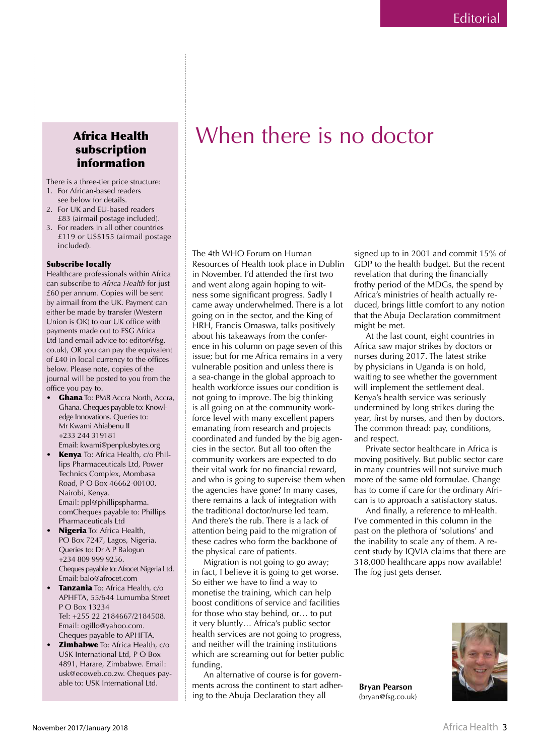# When there is no doctor

The 4th WHO Forum on Human Resources of Health took place in Dublin in November. I'd attended the first two and went along again hoping to witness some significant progress. Sadly I came away underwhelmed. There is a lot going on in the sector, and the King of HRH, Francis Omaswa, talks positively about his takeaways from the conference in his column on page seven of this issue; but for me Africa remains in a very vulnerable position and unless there is a sea-change in the global approach to health workforce issues our condition is not going to improve. The big thinking is all going on at the community workforce level with many excellent papers emanating from research and projects coordinated and funded by the big agencies in the sector. But all too often the community workers are expected to do their vital work for no financial reward, and who is going to supervise them when the agencies have gone? In many cases, there remains a lack of integration with the traditional doctor/nurse led team. And there's the rub. There is a lack of attention being paid to the migration of these cadres who form the backbone of the physical care of patients.

Migration is not going to go away; in fact, I believe it is going to get worse. So either we have to find a way to monetise the training, which can help boost conditions of service and facilities for those who stay behind, or… to put it very bluntly… Africa's public sector health services are not going to progress, and neither will the training institutions which are screaming out for better public funding.

An alternative of course is for governments across the continent to start adhering to the Abuja Declaration they all signed up to in 2001 and commit 15% of GDP to the health budget. But the recent revelation that during the financially frothy period of the MDGs, the spend by Africa's ministries of health actually reduced, brings little comfort to any notion that the Abuja Declaration commitment might be met.

At the last count, eight countries in Africa saw major strikes by doctors or nurses during 2017. The latest strike by physicians in Uganda is on hold, waiting to see whether the government will implement the settlement deal. Kenya's health service was seriously undermined by long strikes during the year, first by nurses, and then by doctors. The common thread: pay, conditions, and respect.

Private sector healthcare in Africa is moving positively. But public sector care in many countries will not survive much more of the same old formulae. Change has to come if care for the ordinary African is to approach a satisfactory status.

And finally, a reference to mHealth. I've commented in this column in the past on the plethora of 'solutions' and the inability to scale any of them. A recent study by IQVIA claims that there are 318,000 healthcare apps now available! The fog just gets denser.

**Bryan Pearson**
(bryan@fsg.co.uk)

---

## Africa Health subscription information

There is a three-tier price structure:

1. For African-based readers see below for details.
2. For UK and EU-based readers £83 (airmail postage included).
3. For readers in all other countries £119 or US$155 (airmail postage included).

**Subscribe locally**

Healthcare professionals within Africa can subscribe to *Africa Health* for just £60 per annum. Copies will be sent by airmail from the UK. Payment can either be made by transfer (Western Union is OK) to our UK office with payments made out to FSG Africa Ltd (and email advice to: editor@fsg.co.uk), OR you can pay the equivalent of £40 in local currency to the offices below. Please note, copies of the journal will be posted to you from the office you pay to.

- **Ghana** To: PMB Accra North, Accra, Ghana. Cheques payable to: Knowledge Innovations. Queries to: Mr Kwami Ahiabenu II +233 244 319181 Email: kwami@penplusbytes.org
- **Kenya** To: Africa Health, c/o Phillips Pharmaceuticals Ltd, Power Technics Complex, Mombasa Road, P O Box 46662-00100, Nairobi, Kenya. Email: ppl@phillipspharma.comCheques payable to: Phillips Pharmaceuticals Ltd
- **Nigeria** To: Africa Health, PO Box 7247, Lagos, Nigeria. Queries to: Dr A P Balogun +234 809 999 9256. Cheques payable to: Afrocet Nigeria Ltd. Email: balo@afrocet.com
- **Tanzania** To: Africa Health, c/o APHFTA, 55/644 Lumumba Street P O Box 13234 Tel: +255 22 2184667/2184508. Email: ogillo@yahoo.com. Cheques payable to APHFTA.
- **Zimbabwe** To: Africa Health, c/o USK International Ltd, P O Box 4891, Harare, Zimbabwe. Email: usk@ecoweb.co.zw. Cheques payable to: USK International Ltd.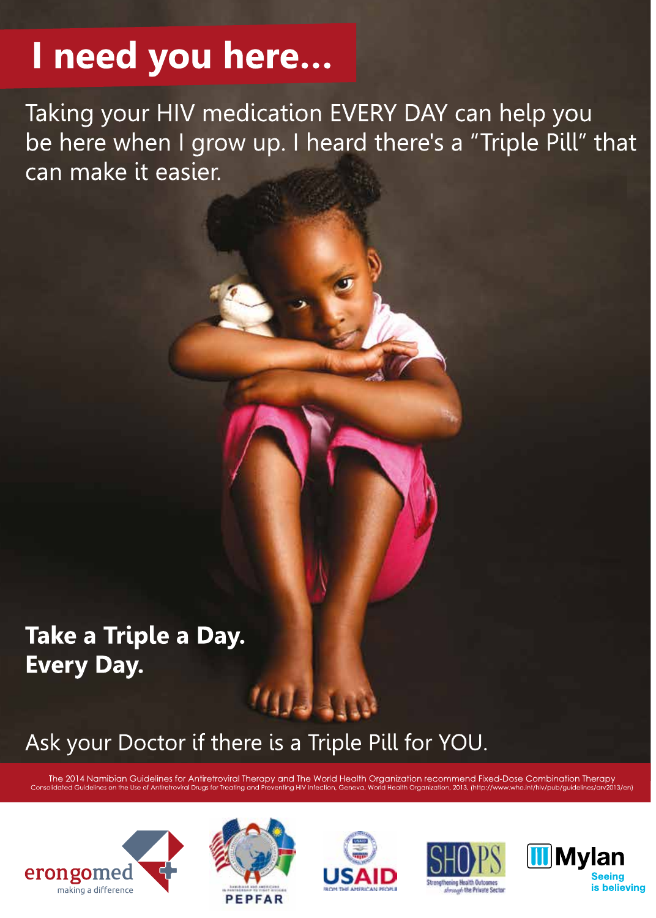# I need you here...

Taking your HIV medication EVERY DAY can help you be here when I grow up. I heard there's a "Triple Pill" that can make it easier.

**Take a Triple a Day.**
**Every Day.**

Ask your Doctor if there is a Triple Pill for YOU.

The 2014 Namibian Guidelines for Antiretroviral Therapy and The World Health Organization recommend Fixed-Dose Combination Therapy
Consolidated Guidelines on the Use of Antiretroviral Drugs for Treating and Preventing HIV Infection, Geneva, World Health Organization, 2013, (http://www.who.int/hiv/pub/guidelines/arv2013/en)

erongomed making a difference

PEPFAR

USAID FROM THE AMERICAN PEOPLE

SHOPS Strengthening Health Outcomes through the Private Sector

Mylan Seeing is believing